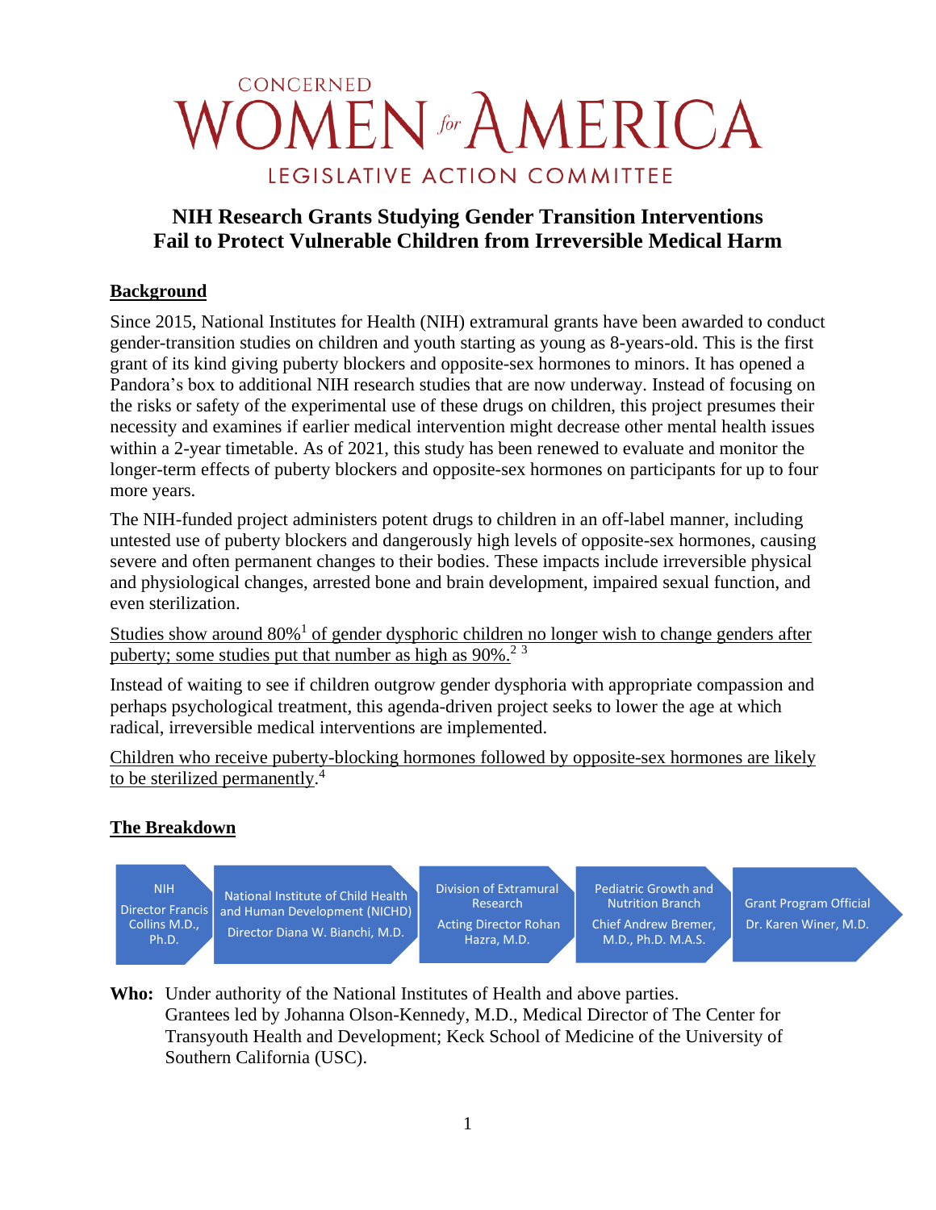# CONCERNED WOMEN for AMERICA
## LEGISLATIVE ACTION COMMITTEE

## NIH Research Grants Studying Gender Transition Interventions Fail to Protect Vulnerable Children from Irreversible Medical Harm

### Background

Since 2015, National Institutes for Health (NIH) extramural grants have been awarded to conduct gender-transition studies on children and youth starting as young as 8-years-old. This is the first grant of its kind giving puberty blockers and opposite-sex hormones to minors. It has opened a Pandora's box to additional NIH research studies that are now underway. Instead of focusing on the risks or safety of the experimental use of these drugs on children, this project presumes their necessity and examines if earlier medical intervention might decrease other mental health issues within a 2-year timetable. As of 2021, this study has been renewed to evaluate and monitor the longer-term effects of puberty blockers and opposite-sex hormones on participants for up to four more years.

The NIH-funded project administers potent drugs to children in an off-label manner, including untested use of puberty blockers and dangerously high levels of opposite-sex hormones, causing severe and often permanent changes to their bodies. These impacts include irreversible physical and physiological changes, arrested bone and brain development, impaired sexual function, and even sterilization.

Studies show around 80%[1] of gender dysphoric children no longer wish to change genders after puberty; some studies put that number as high as 90%.[2] [3]

Instead of waiting to see if children outgrow gender dysphoria with appropriate compassion and perhaps psychological treatment, this agenda-driven project seeks to lower the age at which radical, irreversible medical interventions are implemented.

Children who receive puberty-blocking hormones followed by opposite-sex hormones are likely to be sterilized permanently.[4]

### The Breakdown

NIH Director Francis Collins M.D., Ph.D. → National Institute of Child Health and Human Development (NICHD) Director Diana W. Bianchi, M.D. → Division of Extramural Research Acting Director Rohan Hazra, M.D. → Pediatric Growth and Nutrition Branch Chief Andrew Bremer, M.D., Ph.D. M.A.S. → Grant Program Official Dr. Karen Winer, M.D.

**Who:** Under authority of the National Institutes of Health and above parties. Grantees led by Johanna Olson-Kennedy, M.D., Medical Director of The Center for Transyouth Health and Development; Keck School of Medicine of the University of Southern California (USC).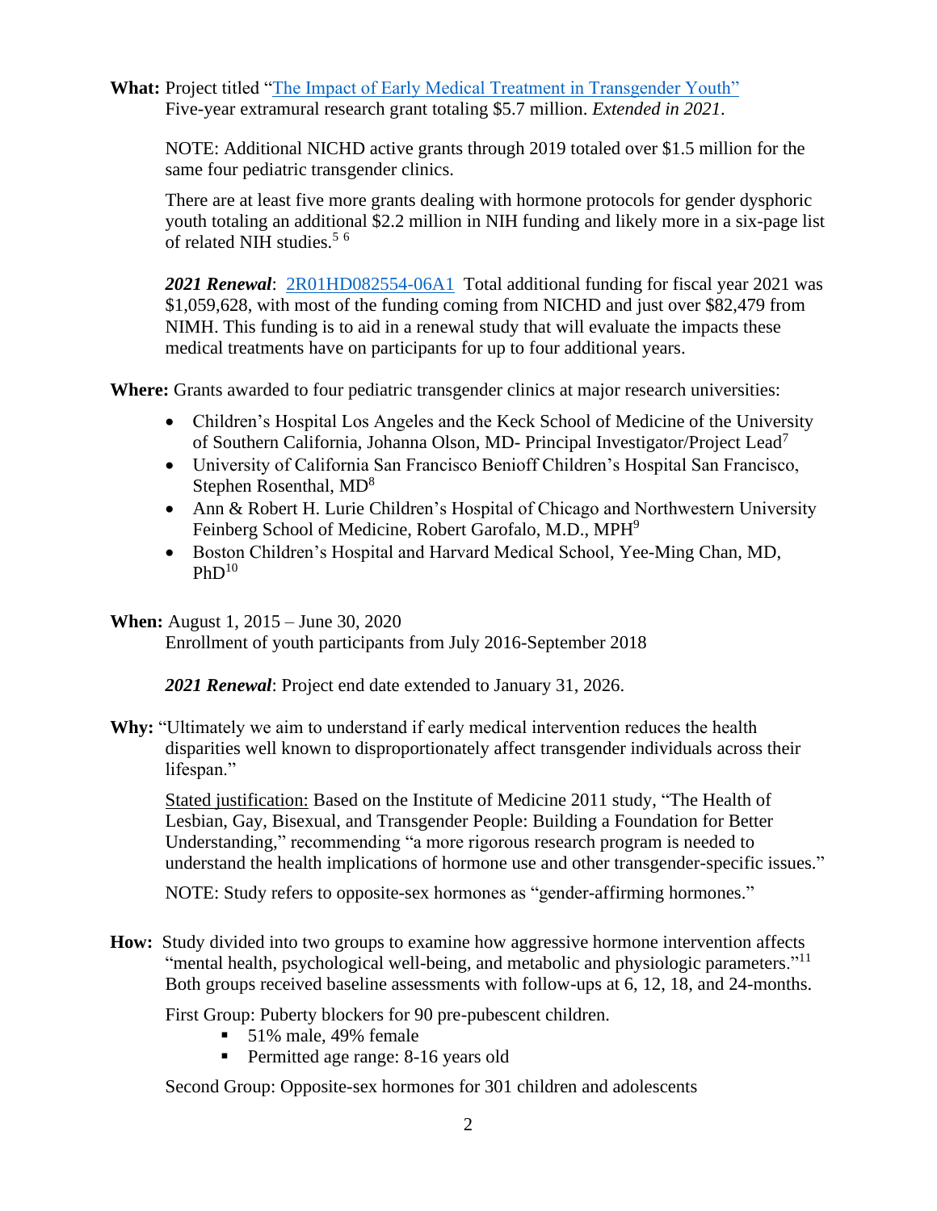**What:** Project titled "The Impact of Early Medical Treatment in Transgender Youth"
Five-year extramural research grant totaling $5.7 million. *Extended in 2021*.

NOTE: Additional NICHD active grants through 2019 totaled over $1.5 million for the same four pediatric transgender clinics.

There are at least five more grants dealing with hormone protocols for gender dysphoric youth totaling an additional $2.2 million in NIH funding and likely more in a six-page list of related NIH studies.[5] [6]

***2021 Renewal***: 2R01HD082554-06A1 Total additional funding for fiscal year 2021 was $1,059,628, with most of the funding coming from NICHD and just over $82,479 from NIMH. This funding is to aid in a renewal study that will evaluate the impacts these medical treatments have on participants for up to four additional years.

**Where:** Grants awarded to four pediatric transgender clinics at major research universities:

- Children's Hospital Los Angeles and the Keck School of Medicine of the University of Southern California, Johanna Olson, MD- Principal Investigator/Project Lead[7]
- University of California San Francisco Benioff Children's Hospital San Francisco, Stephen Rosenthal, MD[8]
- Ann & Robert H. Lurie Children's Hospital of Chicago and Northwestern University Feinberg School of Medicine, Robert Garofalo, M.D., MPH[9]
- Boston Children's Hospital and Harvard Medical School, Yee-Ming Chan, MD, PhD[10]

**When:** August 1, 2015 – June 30, 2020
Enrollment of youth participants from July 2016-September 2018

***2021 Renewal***: Project end date extended to January 31, 2026.

**Why:** "Ultimately we aim to understand if early medical intervention reduces the health disparities well known to disproportionately affect transgender individuals across their lifespan."

Stated justification: Based on the Institute of Medicine 2011 study, "The Health of Lesbian, Gay, Bisexual, and Transgender People: Building a Foundation for Better Understanding," recommending "a more rigorous research program is needed to understand the health implications of hormone use and other transgender-specific issues."

NOTE: Study refers to opposite-sex hormones as "gender-affirming hormones."

**How:** Study divided into two groups to examine how aggressive hormone intervention affects "mental health, psychological well-being, and metabolic and physiologic parameters."[11] Both groups received baseline assessments with follow-ups at 6, 12, 18, and 24-months.

First Group: Puberty blockers for 90 pre-pubescent children.

- 51% male, 49% female
- Permitted age range: 8-16 years old

Second Group: Opposite-sex hormones for 301 children and adolescents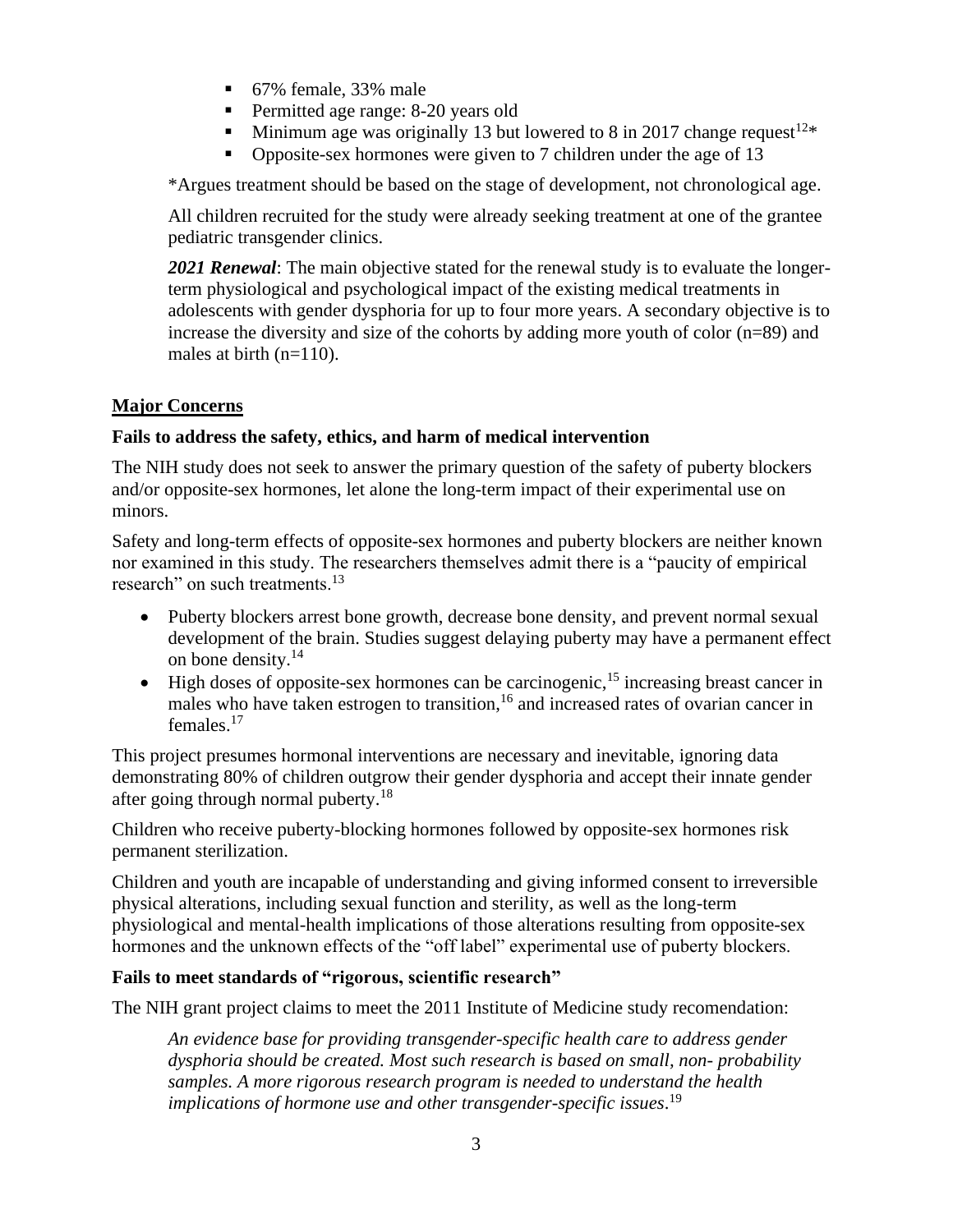- 67% female, 33% male
- Permitted age range: 8-20 years old
- Minimum age was originally 13 but lowered to 8 in 2017 change request[12]*
- Opposite-sex hormones were given to 7 children under the age of 13

*Argues treatment should be based on the stage of development, not chronological age.

All children recruited for the study were already seeking treatment at one of the grantee pediatric transgender clinics.

***2021 Renewal***: The main objective stated for the renewal study is to evaluate the longer-term physiological and psychological impact of the existing medical treatments in adolescents with gender dysphoria for up to four more years. A secondary objective is to increase the diversity and size of the cohorts by adding more youth of color (n=89) and males at birth (n=110).

## Major Concerns

### Fails to address the safety, ethics, and harm of medical intervention

The NIH study does not seek to answer the primary question of the safety of puberty blockers and/or opposite-sex hormones, let alone the long-term impact of their experimental use on minors.

Safety and long-term effects of opposite-sex hormones and puberty blockers are neither known nor examined in this study. The researchers themselves admit there is a "paucity of empirical research" on such treatments.[13]

- Puberty blockers arrest bone growth, decrease bone density, and prevent normal sexual development of the brain. Studies suggest delaying puberty may have a permanent effect on bone density.[14]
- High doses of opposite-sex hormones can be carcinogenic,[15] increasing breast cancer in males who have taken estrogen to transition,[16] and increased rates of ovarian cancer in females.[17]

This project presumes hormonal interventions are necessary and inevitable, ignoring data demonstrating 80% of children outgrow their gender dysphoria and accept their innate gender after going through normal puberty.[18]

Children who receive puberty-blocking hormones followed by opposite-sex hormones risk permanent sterilization.

Children and youth are incapable of understanding and giving informed consent to irreversible physical alterations, including sexual function and sterility, as well as the long-term physiological and mental-health implications of those alterations resulting from opposite-sex hormones and the unknown effects of the "off label" experimental use of puberty blockers.

### Fails to meet standards of "rigorous, scientific research"

The NIH grant project claims to meet the 2011 Institute of Medicine study recomendation:

> *An evidence base for providing transgender-specific health care to address gender dysphoria should be created. Most such research is based on small, non- probability samples. A more rigorous research program is needed to understand the health implications of hormone use and other transgender-specific issues*.[19]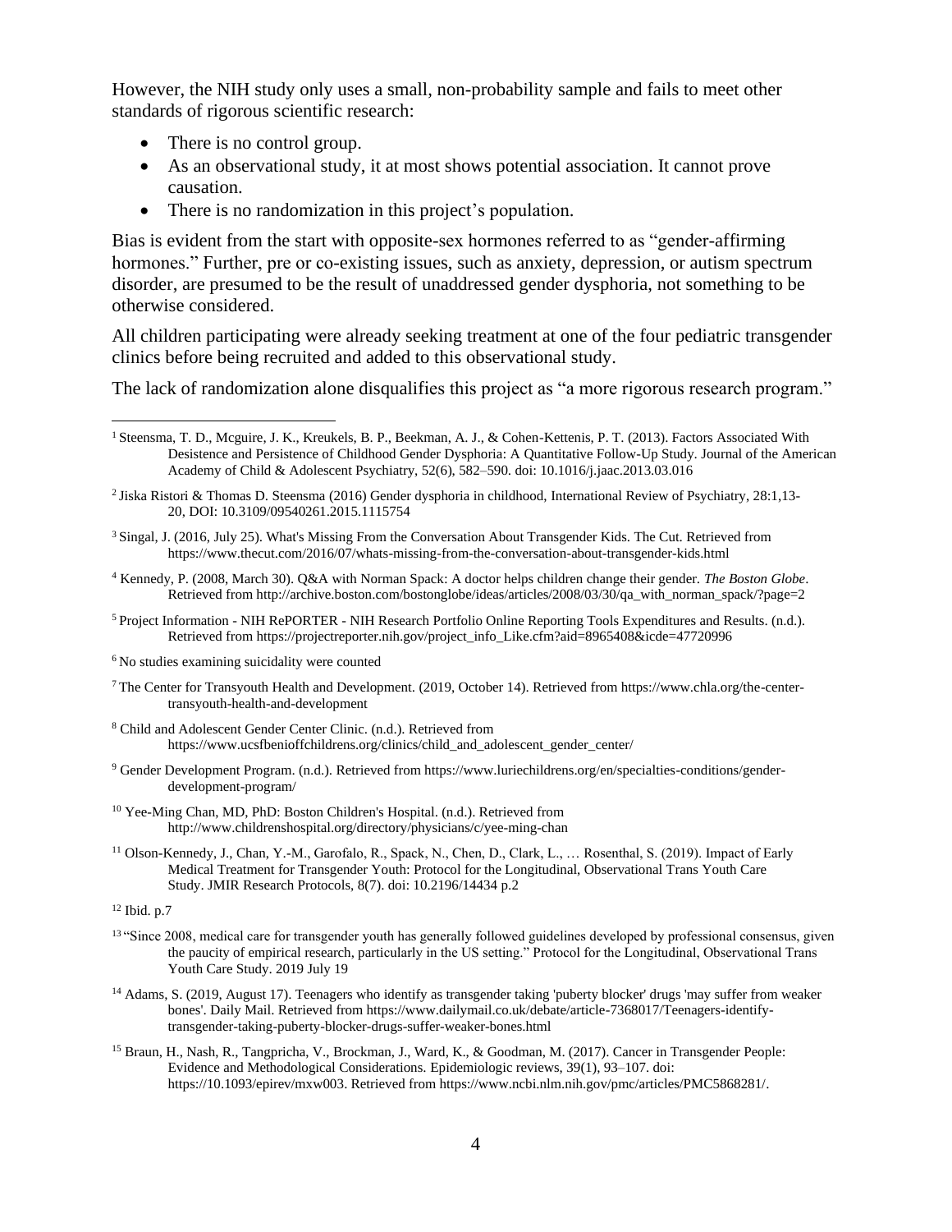However, the NIH study only uses a small, non-probability sample and fails to meet other standards of rigorous scientific research:

- There is no control group.
- As an observational study, it at most shows potential association. It cannot prove causation.
- There is no randomization in this project's population.

Bias is evident from the start with opposite-sex hormones referred to as "gender-affirming hormones." Further, pre or co-existing issues, such as anxiety, depression, or autism spectrum disorder, are presumed to be the result of unaddressed gender dysphoria, not something to be otherwise considered.

All children participating were already seeking treatment at one of the four pediatric transgender clinics before being recruited and added to this observational study.

The lack of randomization alone disqualifies this project as "a more rigorous research program."

---

[1] Steensma, T. D., Mcguire, J. K., Kreukels, B. P., Beekman, A. J., & Cohen-Kettenis, P. T. (2013). Factors Associated With Desistence and Persistence of Childhood Gender Dysphoria: A Quantitative Follow-Up Study. Journal of the American Academy of Child & Adolescent Psychiatry, 52(6), 582–590. doi: 10.1016/j.jaac.2013.03.016

[2] Jiska Ristori & Thomas D. Steensma (2016) Gender dysphoria in childhood, International Review of Psychiatry, 28:1,13-20, DOI: 10.3109/09540261.2015.1115754

[3] Singal, J. (2016, July 25). What's Missing From the Conversation About Transgender Kids. The Cut. Retrieved from https://www.thecut.com/2016/07/whats-missing-from-the-conversation-about-transgender-kids.html

[4] Kennedy, P. (2008, March 30). Q&A with Norman Spack: A doctor helps children change their gender. *The Boston Globe*. Retrieved from http://archive.boston.com/bostonglobe/ideas/articles/2008/03/30/qa_with_norman_spack/?page=2

[5] Project Information - NIH RePORTER - NIH Research Portfolio Online Reporting Tools Expenditures and Results. (n.d.). Retrieved from https://projectreporter.nih.gov/project_info_Like.cfm?aid=8965408&icde=47720996

[6] No studies examining suicidality were counted

[7] The Center for Transyouth Health and Development. (2019, October 14). Retrieved from https://www.chla.org/the-center-transyouth-health-and-development

[8] Child and Adolescent Gender Center Clinic. (n.d.). Retrieved from https://www.ucsfbenioffchildrens.org/clinics/child_and_adolescent_gender_center/

[9] Gender Development Program. (n.d.). Retrieved from https://www.luriechildrens.org/en/specialties-conditions/gender-development-program/

[10] Yee-Ming Chan, MD, PhD: Boston Children's Hospital. (n.d.). Retrieved from http://www.childrenshospital.org/directory/physicians/c/yee-ming-chan

[11] Olson-Kennedy, J., Chan, Y.-M., Garofalo, R., Spack, N., Chen, D., Clark, L., … Rosenthal, S. (2019). Impact of Early Medical Treatment for Transgender Youth: Protocol for the Longitudinal, Observational Trans Youth Care Study. JMIR Research Protocols, 8(7). doi: 10.2196/14434 p.2

[12] Ibid. p.7

[13] "Since 2008, medical care for transgender youth has generally followed guidelines developed by professional consensus, given the paucity of empirical research, particularly in the US setting." Protocol for the Longitudinal, Observational Trans Youth Care Study. 2019 July 19

[14] Adams, S. (2019, August 17). Teenagers who identify as transgender taking 'puberty blocker' drugs 'may suffer from weaker bones'. Daily Mail. Retrieved from https://www.dailymail.co.uk/debate/article-7368017/Teenagers-identify-transgender-taking-puberty-blocker-drugs-suffer-weaker-bones.html

[15] Braun, H., Nash, R., Tangpricha, V., Brockman, J., Ward, K., & Goodman, M. (2017). Cancer in Transgender People: Evidence and Methodological Considerations. Epidemiologic reviews, 39(1), 93–107. doi: https://10.1093/epirev/mxw003. Retrieved from https://www.ncbi.nlm.nih.gov/pmc/articles/PMC5868281/.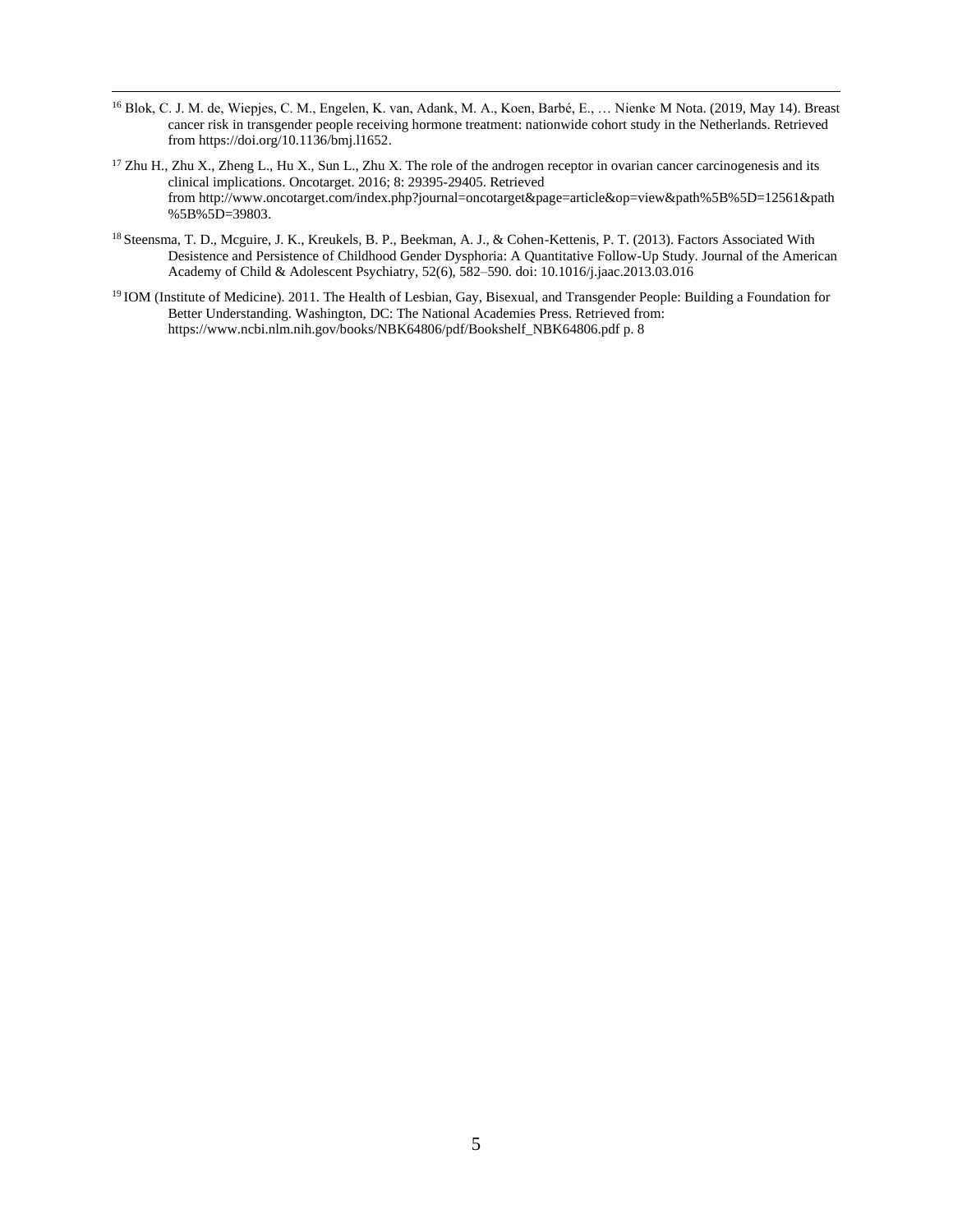[16] Blok, C. J. M. de, Wiepjes, C. M., Engelen, K. van, Adank, M. A., Koen, Barbé, E., … Nienke M Nota. (2019, May 14). Breast cancer risk in transgender people receiving hormone treatment: nationwide cohort study in the Netherlands. Retrieved from https://doi.org/10.1136/bmj.l1652.

[17] Zhu H., Zhu X., Zheng L., Hu X., Sun L., Zhu X. The role of the androgen receptor in ovarian cancer carcinogenesis and its clinical implications. Oncotarget. 2016; 8: 29395-29405. Retrieved from http://www.oncotarget.com/index.php?journal=oncotarget&page=article&op=view&path%5B%5D=12561&path%5B%5D=39803.

[18] Steensma, T. D., Mcguire, J. K., Kreukels, B. P., Beekman, A. J., & Cohen-Kettenis, P. T. (2013). Factors Associated With Desistence and Persistence of Childhood Gender Dysphoria: A Quantitative Follow-Up Study. Journal of the American Academy of Child & Adolescent Psychiatry, 52(6), 582–590. doi: 10.1016/j.jaac.2013.03.016

[19] IOM (Institute of Medicine). 2011. The Health of Lesbian, Gay, Bisexual, and Transgender People: Building a Foundation for Better Understanding. Washington, DC: The National Academies Press. Retrieved from: https://www.ncbi.nlm.nih.gov/books/NBK64806/pdf/Bookshelf_NBK64806.pdf p. 8